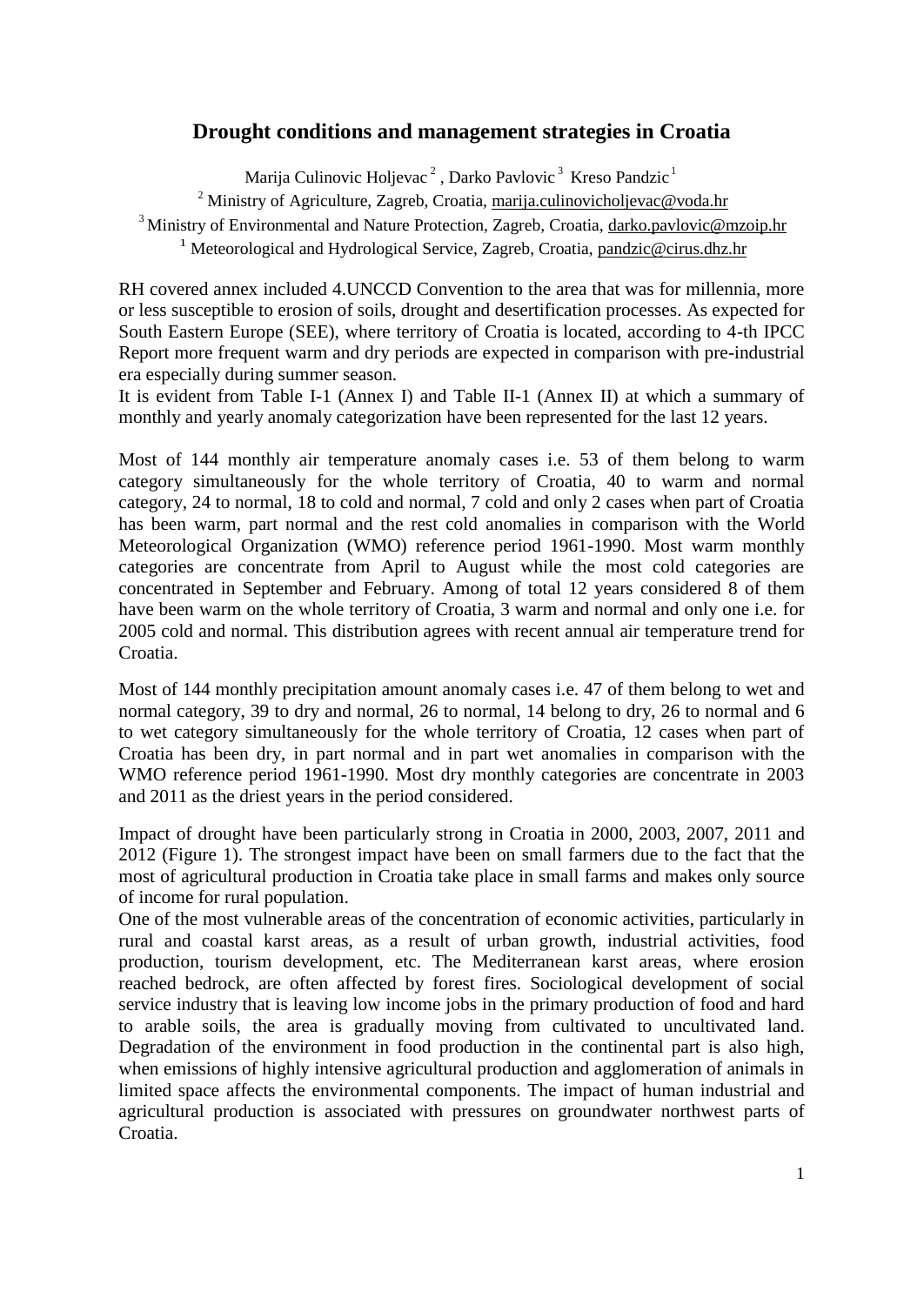# Drought conditions and management strategies in Croatia

Marija Culinovic Holjevac [2] , Darko Pavlovic [3] Kreso Pandzic [1]

[2] Ministry of Agriculture, Zagreb, Croatia, marija.culinovicholjevac@voda.hr

[3] Ministry of Environmental and Nature Protection, Zagreb, Croatia, darko.pavlovic@mzoip.hr

[1] Meteorological and Hydrological Service, Zagreb, Croatia, pandzic@cirus.dhz.hr

RH covered annex included 4.UNCCD Convention to the area that was for millennia, more or less susceptible to erosion of soils, drought and desertification processes. As expected for South Eastern Europe (SEE), where territory of Croatia is located, according to 4-th IPCC Report more frequent warm and dry periods are expected in comparison with pre-industrial era especially during summer season.

It is evident from Table I-1 (Annex I) and Table II-1 (Annex II) at which a summary of monthly and yearly anomaly categorization have been represented for the last 12 years.

Most of 144 monthly air temperature anomaly cases i.e. 53 of them belong to warm category simultaneously for the whole territory of Croatia, 40 to warm and normal category, 24 to normal, 18 to cold and normal, 7 cold and only 2 cases when part of Croatia has been warm, part normal and the rest cold anomalies in comparison with the World Meteorological Organization (WMO) reference period 1961-1990. Most warm monthly categories are concentrate from April to August while the most cold categories are concentrated in September and February. Among of total 12 years considered 8 of them have been warm on the whole territory of Croatia, 3 warm and normal and only one i.e. for 2005 cold and normal. This distribution agrees with recent annual air temperature trend for Croatia.

Most of 144 monthly precipitation amount anomaly cases i.e. 47 of them belong to wet and normal category, 39 to dry and normal, 26 to normal, 14 belong to dry, 26 to normal and 6 to wet category simultaneously for the whole territory of Croatia, 12 cases when part of Croatia has been dry, in part normal and in part wet anomalies in comparison with the WMO reference period 1961-1990. Most dry monthly categories are concentrate in 2003 and 2011 as the driest years in the period considered.

Impact of drought have been particularly strong in Croatia in 2000, 2003, 2007, 2011 and 2012 (Figure 1). The strongest impact have been on small farmers due to the fact that the most of agricultural production in Croatia take place in small farms and makes only source of income for rural population.

One of the most vulnerable areas of the concentration of economic activities, particularly in rural and coastal karst areas, as a result of urban growth, industrial activities, food production, tourism development, etc. The Mediterranean karst areas, where erosion reached bedrock, are often affected by forest fires. Sociological development of social service industry that is leaving low income jobs in the primary production of food and hard to arable soils, the area is gradually moving from cultivated to uncultivated land. Degradation of the environment in food production in the continental part is also high, when emissions of highly intensive agricultural production and agglomeration of animals in limited space affects the environmental components. The impact of human industrial and agricultural production is associated with pressures on groundwater northwest parts of Croatia.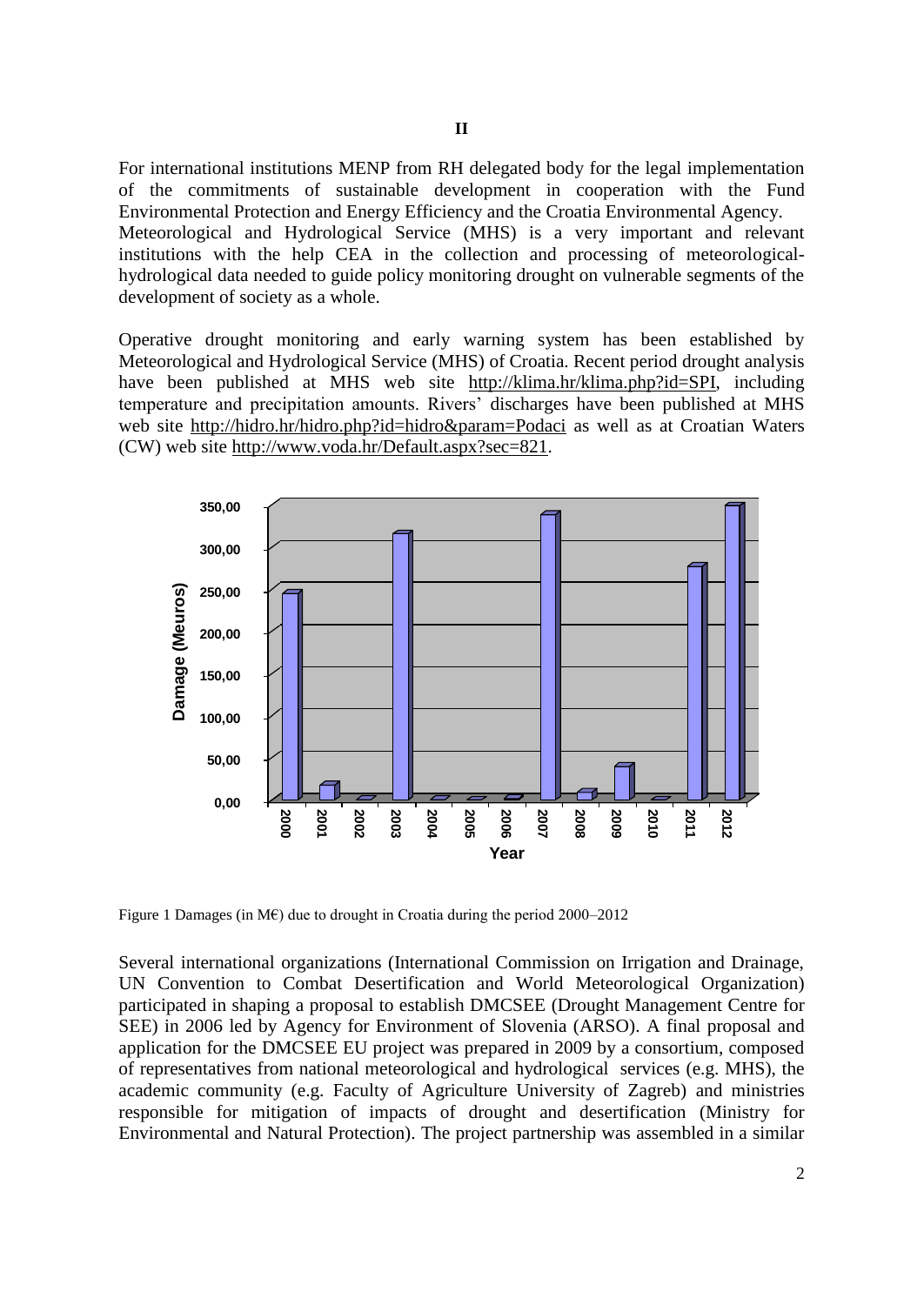**II**

For international institutions MENP from RH delegated body for the legal implementation of the commitments of sustainable development in cooperation with the Fund Environmental Protection and Energy Efficiency and the Croatia Environmental Agency. Meteorological and Hydrological Service (MHS) is a very important and relevant institutions with the help CEA in the collection and processing of meteorological-hydrological data needed to guide policy monitoring drought on vulnerable segments of the development of society as a whole.

Operative drought monitoring and early warning system has been established by Meteorological and Hydrological Service (MHS) of Croatia. Recent period drought analysis have been published at MHS web site http://klima.hr/klima.php?id=SPI, including temperature and precipitation amounts. Rivers' discharges have been published at MHS web site http://hidro.hr/hidro.php?id=hidro&param=Podaci as well as at Croatian Waters (CW) web site http://www.voda.hr/Default.aspx?sec=821.

Figure 1 Damages (in M€) due to drought in Croatia during the period 2000–2012

Several international organizations (International Commission on Irrigation and Drainage, UN Convention to Combat Desertification and World Meteorological Organization) participated in shaping a proposal to establish DMCSEE (Drought Management Centre for SEE) in 2006 led by Agency for Environment of Slovenia (ARSO). A final proposal and application for the DMCSEE EU project was prepared in 2009 by a consortium, composed of representatives from national meteorological and hydrological services (e.g. MHS), the academic community (e.g. Faculty of Agriculture University of Zagreb) and ministries responsible for mitigation of impacts of drought and desertification (Ministry for Environmental and Natural Protection). The project partnership was assembled in a similar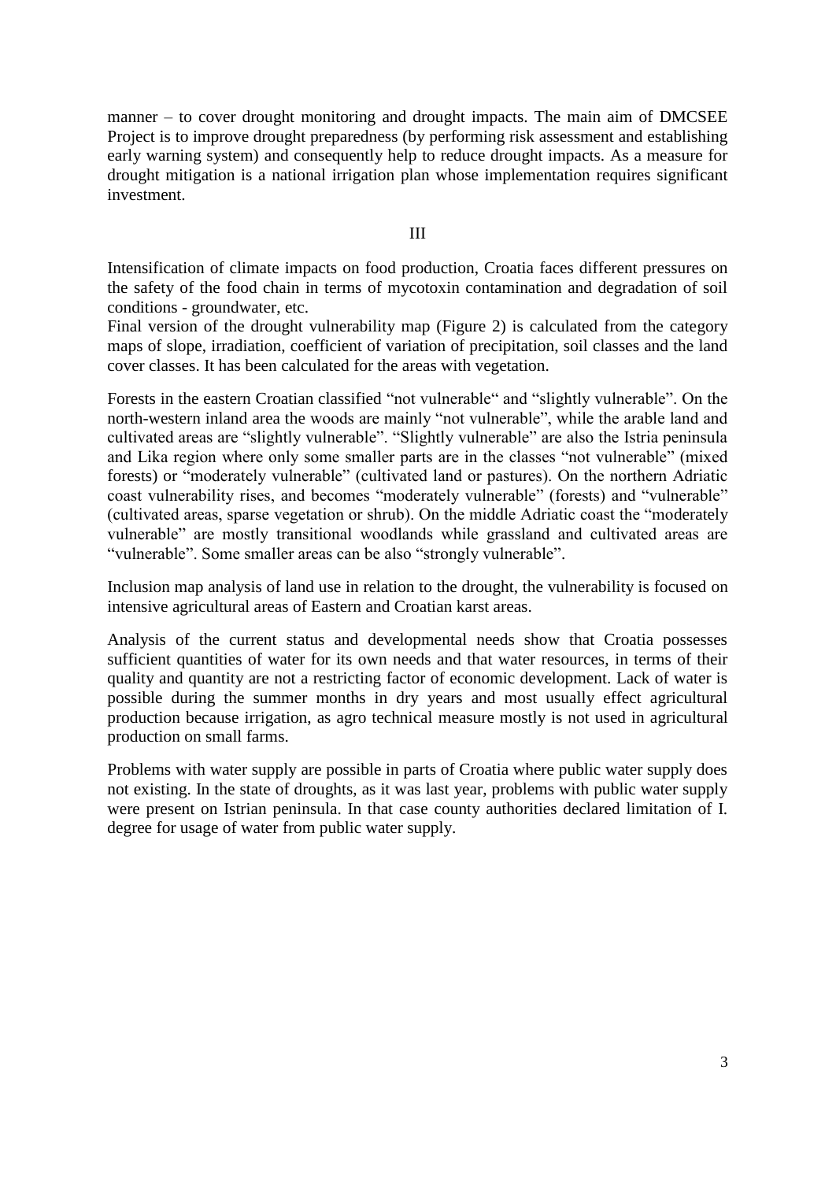manner – to cover drought monitoring and drought impacts. The main aim of DMCSEE Project is to improve drought preparedness (by performing risk assessment and establishing early warning system) and consequently help to reduce drought impacts. As a measure for drought mitigation is a national irrigation plan whose implementation requires significant investment.

III

Intensification of climate impacts on food production, Croatia faces different pressures on the safety of the food chain in terms of mycotoxin contamination and degradation of soil conditions - groundwater, etc.
Final version of the drought vulnerability map (Figure 2) is calculated from the category maps of slope, irradiation, coefficient of variation of precipitation, soil classes and the land cover classes. It has been calculated for the areas with vegetation.

Forests in the eastern Croatian classified "not vulnerable" and "slightly vulnerable". On the north-western inland area the woods are mainly "not vulnerable", while the arable land and cultivated areas are "slightly vulnerable". "Slightly vulnerable" are also the Istria peninsula and Lika region where only some smaller parts are in the classes "not vulnerable" (mixed forests) or "moderately vulnerable" (cultivated land or pastures). On the northern Adriatic coast vulnerability rises, and becomes "moderately vulnerable" (forests) and "vulnerable" (cultivated areas, sparse vegetation or shrub). On the middle Adriatic coast the "moderately vulnerable" are mostly transitional woodlands while grassland and cultivated areas are "vulnerable". Some smaller areas can be also "strongly vulnerable".

Inclusion map analysis of land use in relation to the drought, the vulnerability is focused on intensive agricultural areas of Eastern and Croatian karst areas.

Analysis of the current status and developmental needs show that Croatia possesses sufficient quantities of water for its own needs and that water resources, in terms of their quality and quantity are not a restricting factor of economic development. Lack of water is possible during the summer months in dry years and most usually effect agricultural production because irrigation, as agro technical measure mostly is not used in agricultural production on small farms.

Problems with water supply are possible in parts of Croatia where public water supply does not existing. In the state of droughts, as it was last year, problems with public water supply were present on Istrian peninsula. In that case county authorities declared limitation of I. degree for usage of water from public water supply.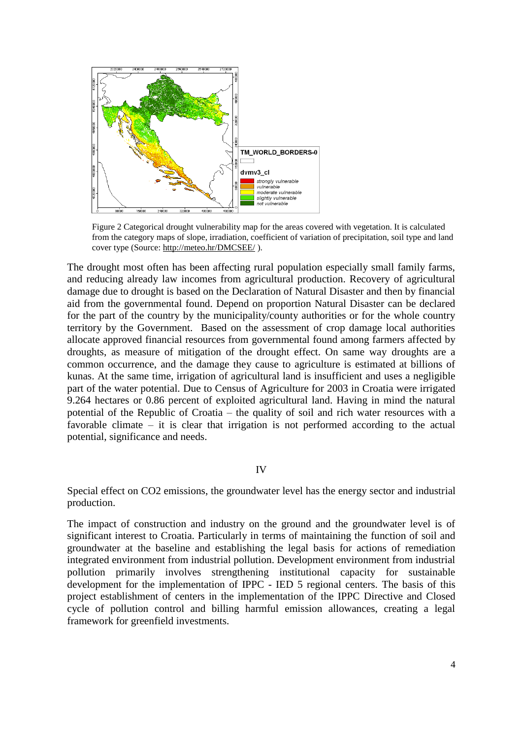Figure 2 Categorical drought vulnerability map for the areas covered with vegetation. It is calculated from the category maps of slope, irradiation, coefficient of variation of precipitation, soil type and land cover type (Source: http://meteo.hr/DMCSEE/ ).

The drought most often has been affecting rural population especially small family farms, and reducing already law incomes from agricultural production. Recovery of agricultural damage due to drought is based on the Declaration of Natural Disaster and then by financial aid from the governmental found. Depend on proportion Natural Disaster can be declared for the part of the country by the municipality/county authorities or for the whole country territory by the Government. Based on the assessment of crop damage local authorities allocate approved financial resources from governmental found among farmers affected by droughts, as measure of mitigation of the drought effect. On same way droughts are a common occurrence, and the damage they cause to agriculture is estimated at billions of kunas. At the same time, irrigation of agricultural land is insufficient and uses a negligible part of the water potential. Due to Census of Agriculture for 2003 in Croatia were irrigated 9.264 hectares or 0.86 percent of exploited agricultural land. Having in mind the natural potential of the Republic of Croatia – the quality of soil and rich water resources with a favorable climate – it is clear that irrigation is not performed according to the actual potential, significance and needs.

IV

Special effect on $CO_2$ emissions, the groundwater level has the energy sector and industrial production.

The impact of construction and industry on the ground and the groundwater level is of significant interest to Croatia. Particularly in terms of maintaining the function of soil and groundwater at the baseline and establishing the legal basis for actions of remediation integrated environment from industrial pollution. Development environment from industrial pollution primarily involves strengthening institutional capacity for sustainable development for the implementation of IPPC - IED 5 regional centers. The basis of this project establishment of centers in the implementation of the IPPC Directive and Closed cycle of pollution control and billing harmful emission allowances, creating a legal framework for greenfield investments.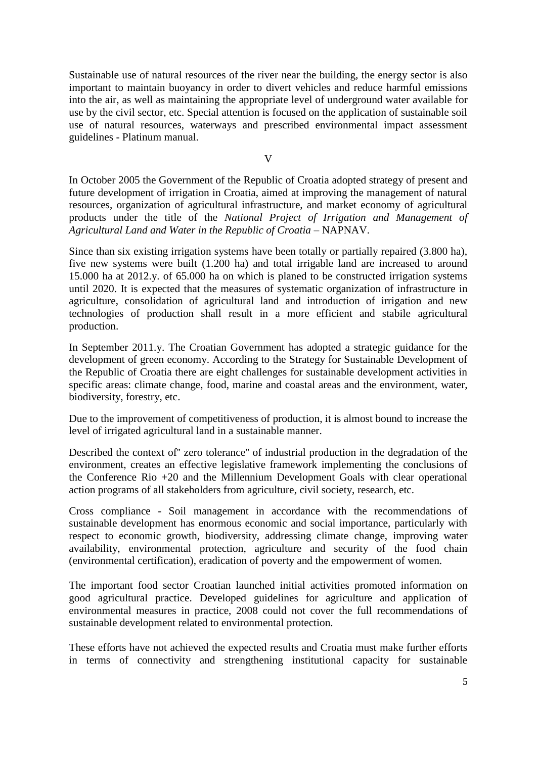Sustainable use of natural resources of the river near the building, the energy sector is also important to maintain buoyancy in order to divert vehicles and reduce harmful emissions into the air, as well as maintaining the appropriate level of underground water available for use by the civil sector, etc. Special attention is focused on the application of sustainable soil use of natural resources, waterways and prescribed environmental impact assessment guidelines - Platinum manual.

## V

In October 2005 the Government of the Republic of Croatia adopted strategy of present and future development of irrigation in Croatia, aimed at improving the management of natural resources, organization of agricultural infrastructure, and market economy of agricultural products under the title of the *National Project of Irrigation and Management of Agricultural Land and Water in the Republic of Croatia* – NAPNAV.

Since than six existing irrigation systems have been totally or partially repaired (3.800 ha), five new systems were built (1.200 ha) and total irrigable land are increased to around 15.000 ha at 2012.y. of 65.000 ha on which is planed to be constructed irrigation systems until 2020. It is expected that the measures of systematic organization of infrastructure in agriculture, consolidation of agricultural land and introduction of irrigation and new technologies of production shall result in a more efficient and stabile agricultural production.

In September 2011.y. The Croatian Government has adopted a strategic guidance for the development of green economy. According to the Strategy for Sustainable Development of the Republic of Croatia there are eight challenges for sustainable development activities in specific areas: climate change, food, marine and coastal areas and the environment, water, biodiversity, forestry, etc.

Due to the improvement of competitiveness of production, it is almost bound to increase the level of irrigated agricultural land in a sustainable manner.

Described the context of" zero tolerance" of industrial production in the degradation of the environment, creates an effective legislative framework implementing the conclusions of the Conference Rio +20 and the Millennium Development Goals with clear operational action programs of all stakeholders from agriculture, civil society, research, etc.

Cross compliance - Soil management in accordance with the recommendations of sustainable development has enormous economic and social importance, particularly with respect to economic growth, biodiversity, addressing climate change, improving water availability, environmental protection, agriculture and security of the food chain (environmental certification), eradication of poverty and the empowerment of women.

The important food sector Croatian launched initial activities promoted information on good agricultural practice. Developed guidelines for agriculture and application of environmental measures in practice, 2008 could not cover the full recommendations of sustainable development related to environmental protection.

These efforts have not achieved the expected results and Croatia must make further efforts in terms of connectivity and strengthening institutional capacity for sustainable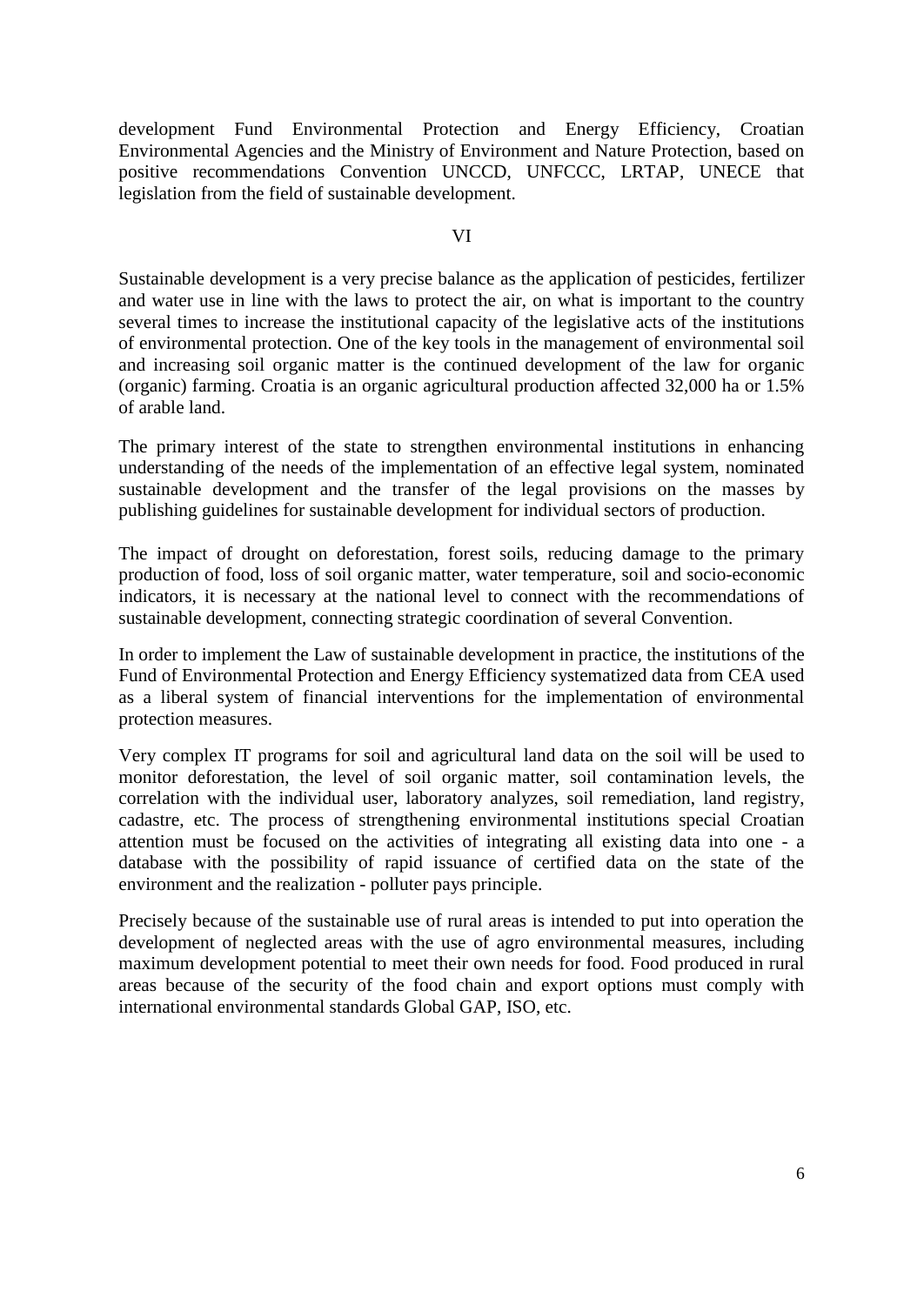development Fund Environmental Protection and Energy Efficiency, Croatian Environmental Agencies and the Ministry of Environment and Nature Protection, based on positive recommendations Convention UNCCD, UNFCCC, LRTAP, UNECE that legislation from the field of sustainable development.

## VI

Sustainable development is a very precise balance as the application of pesticides, fertilizer and water use in line with the laws to protect the air, on what is important to the country several times to increase the institutional capacity of the legislative acts of the institutions of environmental protection. One of the key tools in the management of environmental soil and increasing soil organic matter is the continued development of the law for organic (organic) farming. Croatia is an organic agricultural production affected 32,000 ha or 1.5% of arable land.

The primary interest of the state to strengthen environmental institutions in enhancing understanding of the needs of the implementation of an effective legal system, nominated sustainable development and the transfer of the legal provisions on the masses by publishing guidelines for sustainable development for individual sectors of production.

The impact of drought on deforestation, forest soils, reducing damage to the primary production of food, loss of soil organic matter, water temperature, soil and socio-economic indicators, it is necessary at the national level to connect with the recommendations of sustainable development, connecting strategic coordination of several Convention.

In order to implement the Law of sustainable development in practice, the institutions of the Fund of Environmental Protection and Energy Efficiency systematized data from CEA used as a liberal system of financial interventions for the implementation of environmental protection measures.

Very complex IT programs for soil and agricultural land data on the soil will be used to monitor deforestation, the level of soil organic matter, soil contamination levels, the correlation with the individual user, laboratory analyzes, soil remediation, land registry, cadastre, etc. The process of strengthening environmental institutions special Croatian attention must be focused on the activities of integrating all existing data into one - a database with the possibility of rapid issuance of certified data on the state of the environment and the realization - polluter pays principle.

Precisely because of the sustainable use of rural areas is intended to put into operation the development of neglected areas with the use of agro environmental measures, including maximum development potential to meet their own needs for food. Food produced in rural areas because of the security of the food chain and export options must comply with international environmental standards Global GAP, ISO, etc.